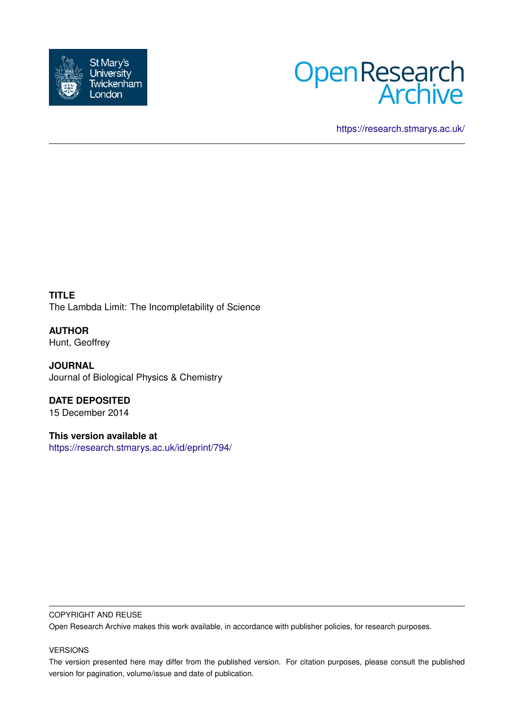St Mary's University Twickenham London

Open Research Archive

https://research.stmarys.ac.uk/

**TITLE**
The Lambda Limit: The Incompletability of Science

**AUTHOR**
Hunt, Geoffrey

**JOURNAL**
Journal of Biological Physics & Chemistry

**DATE DEPOSITED**
15 December 2014

**This version available at**
https://research.stmarys.ac.uk/id/eprint/794/

COPYRIGHT AND REUSE

Open Research Archive makes this work available, in accordance with publisher policies, for research purposes.

VERSIONS

The version presented here may differ from the published version. For citation purposes, please consult the published version for pagination, volume/issue and date of publication.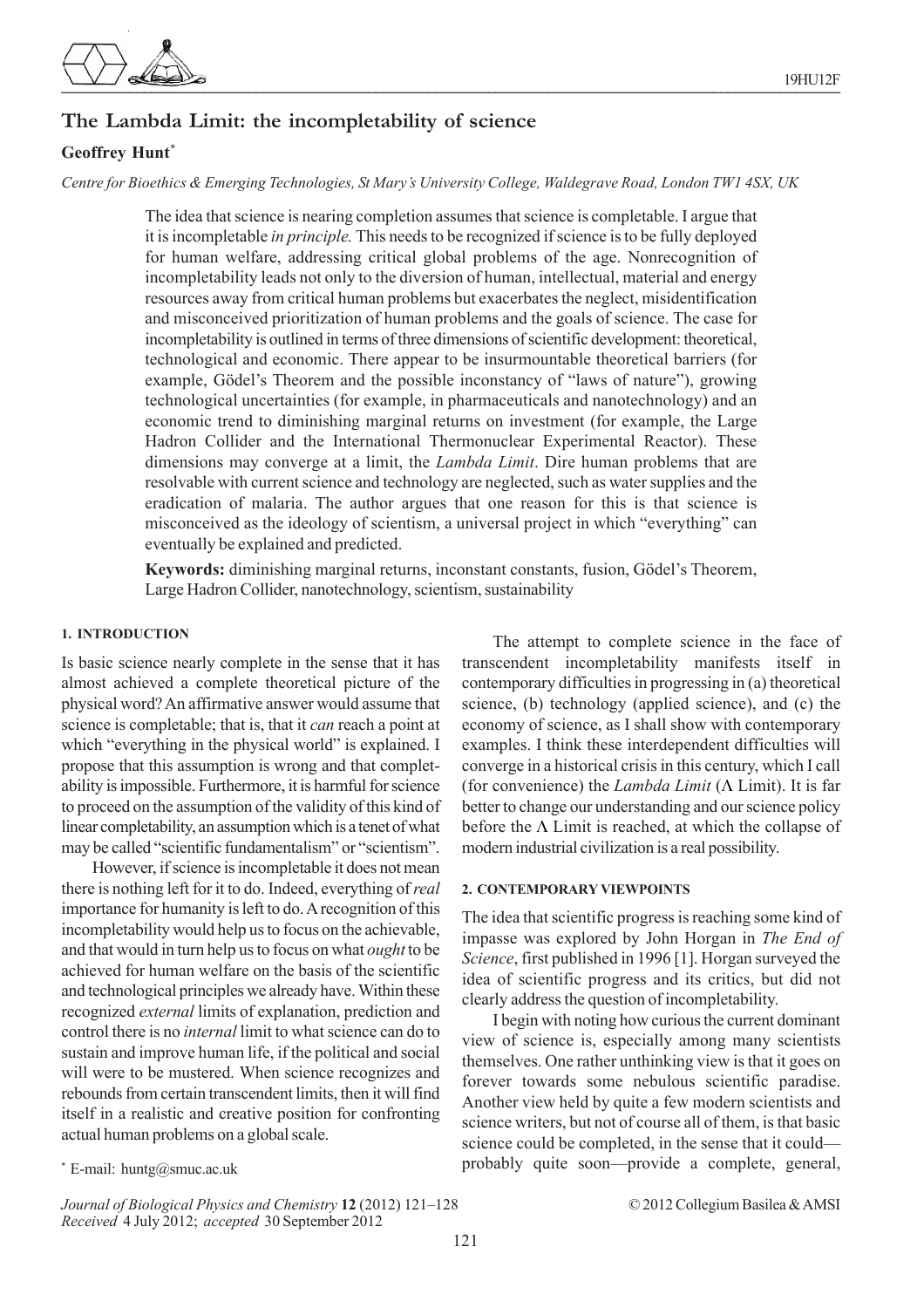# The Lambda Limit: the incompletability of science

**Geoffrey Hunt**[*]

*Centre for Bioethics & Emerging Technologies, St Mary's University College, Waldegrave Road, London TW1 4SX, UK*

The idea that science is nearing completion assumes that science is completable. I argue that it is incompletable *in principle.* This needs to be recognized if science is to be fully deployed for human welfare, addressing critical global problems of the age. Nonrecognition of incompletability leads not only to the diversion of human, intellectual, material and energy resources away from critical human problems but exacerbates the neglect, misidentification and misconceived prioritization of human problems and the goals of science. The case for incompletability is outlined in terms of three dimensions of scientific development: theoretical, technological and economic. There appear to be insurmountable theoretical barriers (for example, Gödel's Theorem and the possible inconstancy of "laws of nature"), growing technological uncertainties (for example, in pharmaceuticals and nanotechnology) and an economic trend to diminishing marginal returns on investment (for example, the Large Hadron Collider and the International Thermonuclear Experimental Reactor). These dimensions may converge at a limit, the *Lambda Limit*. Dire human problems that are resolvable with current science and technology are neglected, such as water supplies and the eradication of malaria. The author argues that one reason for this is that science is misconceived as the ideology of scientism, a universal project in which "everything" can eventually be explained and predicted.

**Keywords:** diminishing marginal returns, inconstant constants, fusion, Gödel's Theorem, Large Hadron Collider, nanotechnology, scientism, sustainability

## 1. INTRODUCTION

Is basic science nearly complete in the sense that it has almost achieved a complete theoretical picture of the physical word? An affirmative answer would assume that science is completable; that is, that it *can* reach a point at which "everything in the physical world" is explained. I propose that this assumption is wrong and that completability is impossible. Furthermore, it is harmful for science to proceed on the assumption of the validity of this kind of linear completability, an assumption which is a tenet of what may be called "scientific fundamentalism" or "scientism".

However, if science is incompletable it does not mean there is nothing left for it to do. Indeed, everything of *real* importance for humanity is left to do. A recognition of this incompletability would help us to focus on the achievable, and that would in turn help us to focus on what *ought* to be achieved for human welfare on the basis of the scientific and technological principles we already have. Within these recognized *external* limits of explanation, prediction and control there is no *internal* limit to what science can do to sustain and improve human life, if the political and social will were to be mustered. When science recognizes and rebounds from certain transcendent limits, then it will find itself in a realistic and creative position for confronting actual human problems on a global scale.

The attempt to complete science in the face of transcendent incompletability manifests itself in contemporary difficulties in progressing in (a) theoretical science, (b) technology (applied science), and (c) the economy of science, as I shall show with contemporary examples. I think these interdependent difficulties will converge in a historical crisis in this century, which I call (for convenience) the *Lambda Limit* ($\Lambda$ Limit). It is far better to change our understanding and our science policy before the $\Lambda$ Limit is reached, at which the collapse of modern industrial civilization is a real possibility.

## 2. CONTEMPORARY VIEWPOINTS

The idea that scientific progress is reaching some kind of impasse was explored by John Horgan in *The End of Science*, first published in 1996 [1]. Horgan surveyed the idea of scientific progress and its critics, but did not clearly address the question of incompletability.

I begin with noting how curious the current dominant view of science is, especially among many scientists themselves. One rather unthinking view is that it goes on forever towards some nebulous scientific paradise. Another view held by quite a few modern scientists and science writers, but not of course all of them, is that basic science could be completed, in the sense that it could—probably quite soon—provide a complete, general,

[*] E-mail: huntg@smuc.ac.uk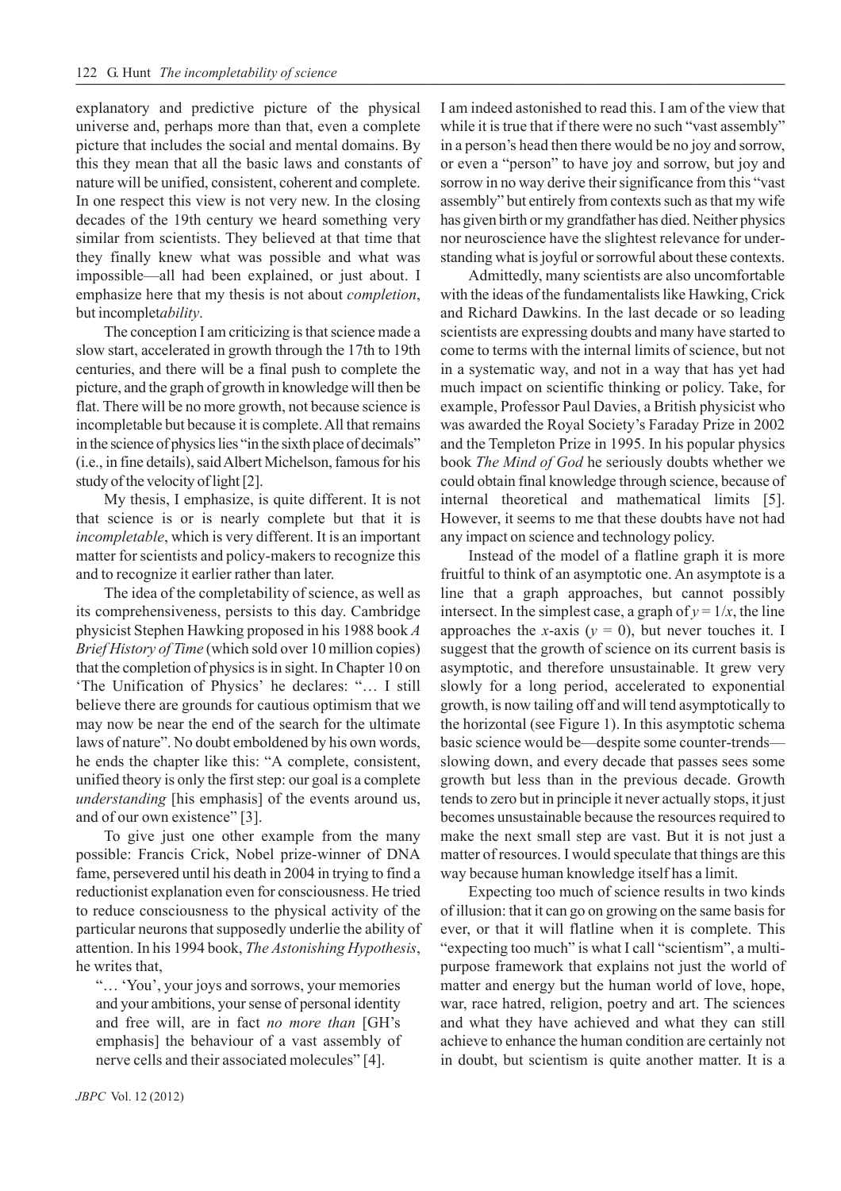explanatory and predictive picture of the physical universe and, perhaps more than that, even a complete picture that includes the social and mental domains. By this they mean that all the basic laws and constants of nature will be unified, consistent, coherent and complete. In one respect this view is not very new. In the closing decades of the 19th century we heard something very similar from scientists. They believed at that time that they finally knew what was possible and what was impossible—all had been explained, or just about. I emphasize here that my thesis is not about *completion*, but incomplet*ability*.

The conception I am criticizing is that science made a slow start, accelerated in growth through the 17th to 19th centuries, and there will be a final push to complete the picture, and the graph of growth in knowledge will then be flat. There will be no more growth, not because science is incompletable but because it is complete. All that remains in the science of physics lies "in the sixth place of decimals" (i.e., in fine details), said Albert Michelson, famous for his study of the velocity of light [2].

My thesis, I emphasize, is quite different. It is not that science is or is nearly complete but that it is *incompletable*, which is very different. It is an important matter for scientists and policy-makers to recognize this and to recognize it earlier rather than later.

The idea of the completability of science, as well as its comprehensiveness, persists to this day. Cambridge physicist Stephen Hawking proposed in his 1988 book *A Brief History of Time* (which sold over 10 million copies) that the completion of physics is in sight. In Chapter 10 on 'The Unification of Physics' he declares: "… I still believe there are grounds for cautious optimism that we may now be near the end of the search for the ultimate laws of nature". No doubt emboldened by his own words, he ends the chapter like this: "A complete, consistent, unified theory is only the first step: our goal is a complete *understanding* [his emphasis] of the events around us, and of our own existence" [3].

To give just one other example from the many possible: Francis Crick, Nobel prize-winner of DNA fame, persevered until his death in 2004 in trying to find a reductionist explanation even for consciousness. He tried to reduce consciousness to the physical activity of the particular neurons that supposedly underlie the ability of attention. In his 1994 book, *The Astonishing Hypothesis*, he writes that,

> "… 'You', your joys and sorrows, your memories and your ambitions, your sense of personal identity and free will, are in fact *no more than* [GH's emphasis] the behaviour of a vast assembly of nerve cells and their associated molecules" [4].

I am indeed astonished to read this. I am of the view that while it is true that if there were no such "vast assembly" in a person's head then there would be no joy and sorrow, or even a "person" to have joy and sorrow, but joy and sorrow in no way derive their significance from this "vast assembly" but entirely from contexts such as that my wife has given birth or my grandfather has died. Neither physics nor neuroscience have the slightest relevance for understanding what is joyful or sorrowful about these contexts.

Admittedly, many scientists are also uncomfortable with the ideas of the fundamentalists like Hawking, Crick and Richard Dawkins. In the last decade or so leading scientists are expressing doubts and many have started to come to terms with the internal limits of science, but not in a systematic way, and not in a way that has yet had much impact on scientific thinking or policy. Take, for example, Professor Paul Davies, a British physicist who was awarded the Royal Society's Faraday Prize in 2002 and the Templeton Prize in 1995. In his popular physics book *The Mind of God* he seriously doubts whether we could obtain final knowledge through science, because of internal theoretical and mathematical limits [5]. However, it seems to me that these doubts have not had any impact on science and technology policy.

Instead of the model of a flatline graph it is more fruitful to think of an asymptotic one. An asymptote is a line that a graph approaches, but cannot possibly intersect. In the simplest case, a graph of $y = 1/x$, the line approaches the $x$-axis ($y = 0$), but never touches it. I suggest that the growth of science on its current basis is asymptotic, and therefore unsustainable. It grew very slowly for a long period, accelerated to exponential growth, is now tailing off and will tend asymptotically to the horizontal (see Figure 1). In this asymptotic schema basic science would be—despite some counter-trends—slowing down, and every decade that passes sees some growth but less than in the previous decade. Growth tends to zero but in principle it never actually stops, it just becomes unsustainable because the resources required to make the next small step are vast. But it is not just a matter of resources. I would speculate that things are this way because human knowledge itself has a limit.

Expecting too much of science results in two kinds of illusion: that it can go on growing on the same basis for ever, or that it will flatline when it is complete. This "expecting too much" is what I call "scientism", a multi-purpose framework that explains not just the world of matter and energy but the human world of love, hope, war, race hatred, religion, poetry and art. The sciences and what they have achieved and what they can still achieve to enhance the human condition are certainly not in doubt, but scientism is quite another matter. It is a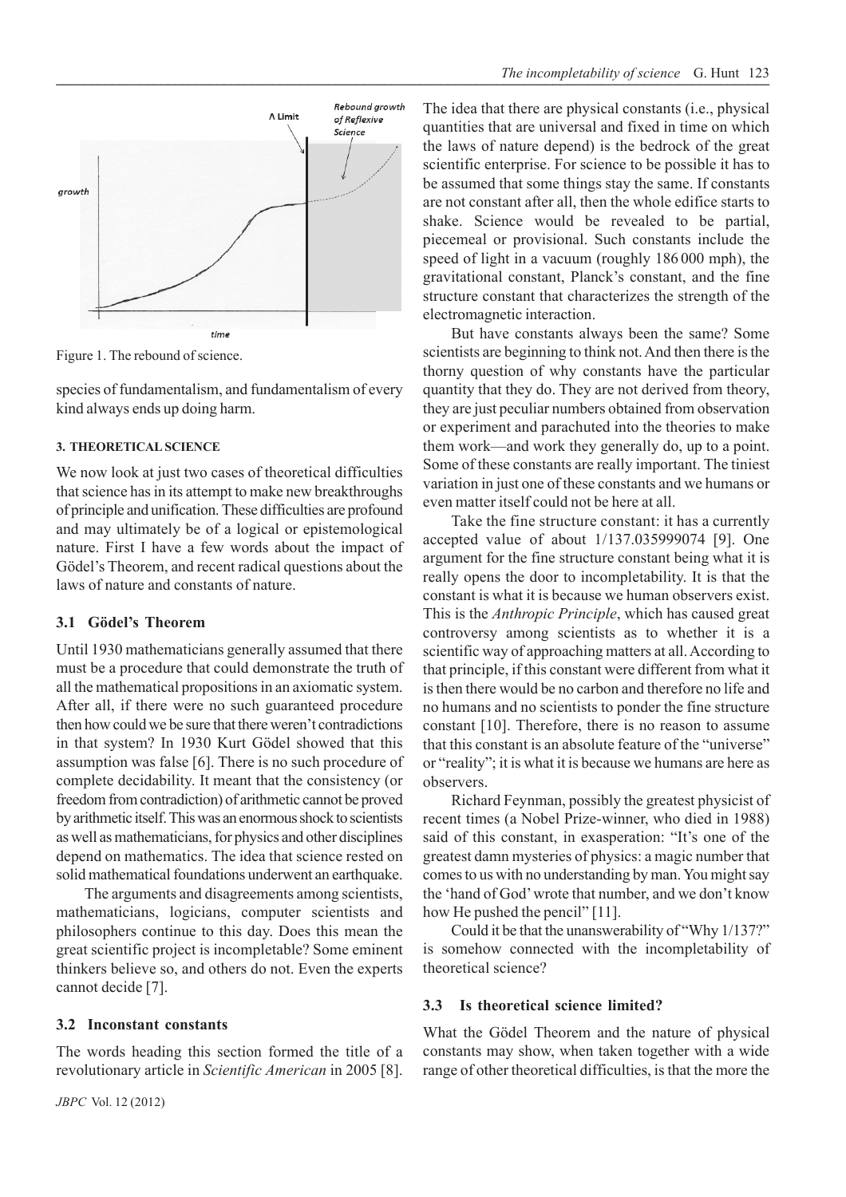Figure 1. The rebound of science.

species of fundamentalism, and fundamentalism of every kind always ends up doing harm.

## 3. THEORETICAL SCIENCE

We now look at just two cases of theoretical difficulties that science has in its attempt to make new breakthroughs of principle and unification. These difficulties are profound and may ultimately be of a logical or epistemological nature. First I have a few words about the impact of Gödel's Theorem, and recent radical questions about the laws of nature and constants of nature.

### 3.1 Gödel's Theorem

Until 1930 mathematicians generally assumed that there must be a procedure that could demonstrate the truth of all the mathematical propositions in an axiomatic system. After all, if there were no such guaranteed procedure then how could we be sure that there weren't contradictions in that system? In 1930 Kurt Gödel showed that this assumption was false [6]. There is no such procedure of complete decidability. It meant that the consistency (or freedom from contradiction) of arithmetic cannot be proved by arithmetic itself. This was an enormous shock to scientists as well as mathematicians, for physics and other disciplines depend on mathematics. The idea that science rested on solid mathematical foundations underwent an earthquake.

The arguments and disagreements among scientists, mathematicians, logicians, computer scientists and philosophers continue to this day. Does this mean the great scientific project is incompletable? Some eminent thinkers believe so, and others do not. Even the experts cannot decide [7].

### 3.2 Inconstant constants

The words heading this section formed the title of a revolutionary article in *Scientific American* in 2005 [8]. The idea that there are physical constants (i.e., physical quantities that are universal and fixed in time on which the laws of nature depend) is the bedrock of the great scientific enterprise. For science to be possible it has to be assumed that some things stay the same. If constants are not constant after all, then the whole edifice starts to shake. Science would be revealed to be partial, piecemeal or provisional. Such constants include the speed of light in a vacuum (roughly 186 000 mph), the gravitational constant, Planck's constant, and the fine structure constant that characterizes the strength of the electromagnetic interaction.

But have constants always been the same? Some scientists are beginning to think not. And then there is the thorny question of why constants have the particular quantity that they do. They are not derived from theory, they are just peculiar numbers obtained from observation or experiment and parachuted into the theories to make them work—and work they generally do, up to a point. Some of these constants are really important. The tiniest variation in just one of these constants and we humans or even matter itself could not be here at all.

Take the fine structure constant: it has a currently accepted value of about 1/137.035999074 [9]. One argument for the fine structure constant being what it is really opens the door to incompletability. It is that the constant is what it is because we human observers exist. This is the *Anthropic Principle*, which has caused great controversy among scientists as to whether it is a scientific way of approaching matters at all. According to that principle, if this constant were different from what it is then there would be no carbon and therefore no life and no humans and no scientists to ponder the fine structure constant [10]. Therefore, there is no reason to assume that this constant is an absolute feature of the "universe" or "reality"; it is what it is because we humans are here as observers.

Richard Feynman, possibly the greatest physicist of recent times (a Nobel Prize-winner, who died in 1988) said of this constant, in exasperation: "It's one of the greatest damn mysteries of physics: a magic number that comes to us with no understanding by man. You might say the 'hand of God' wrote that number, and we don't know how He pushed the pencil" [11].

Could it be that the unanswerability of "Why 1/137?" is somehow connected with the incompletability of theoretical science?

### 3.3 Is theoretical science limited?

What the Gödel Theorem and the nature of physical constants may show, when taken together with a wide range of other theoretical difficulties, is that the more the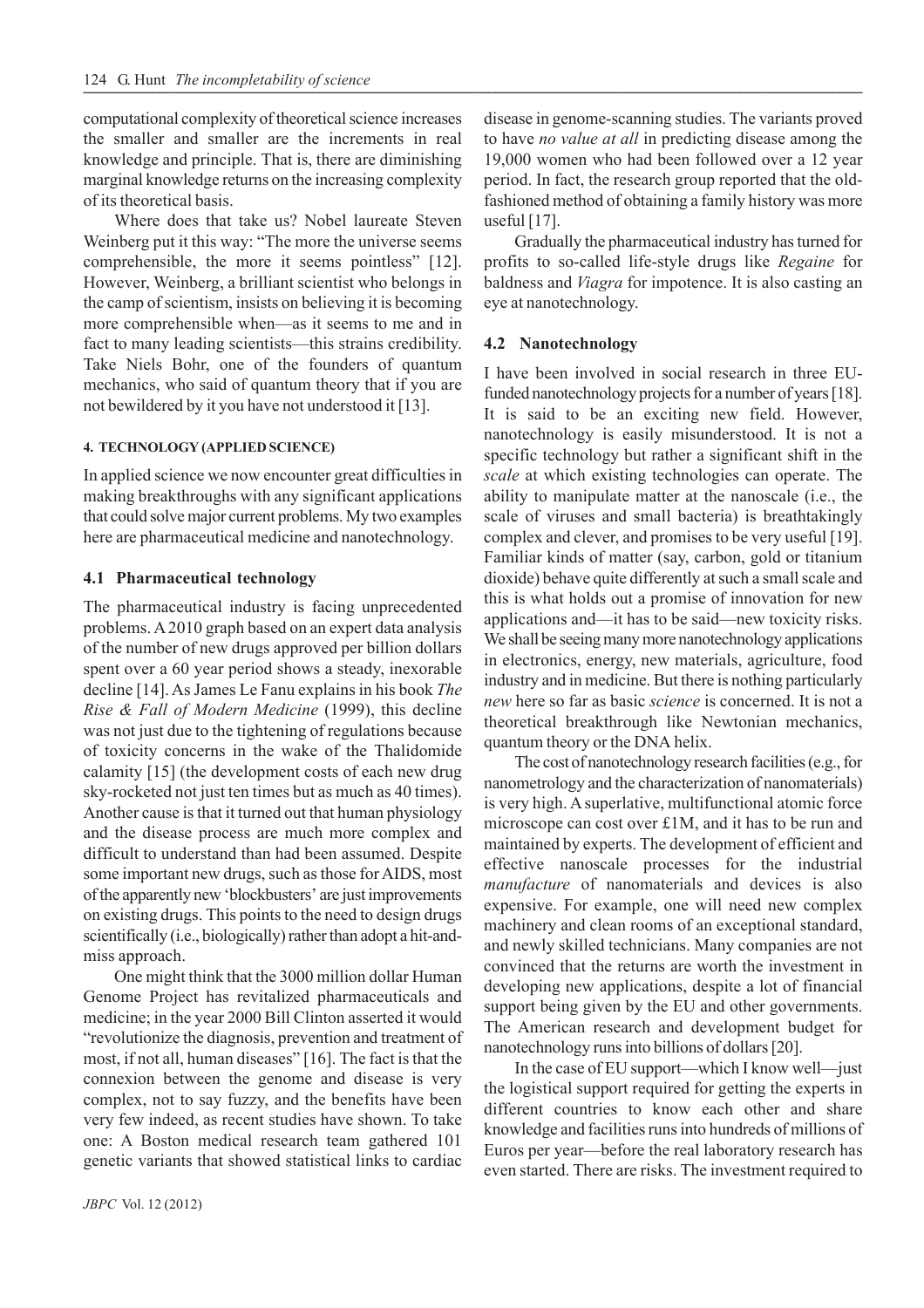computational complexity of theoretical science increases the smaller and smaller are the increments in real knowledge and principle. That is, there are diminishing marginal knowledge returns on the increasing complexity of its theoretical basis.

Where does that take us? Nobel laureate Steven Weinberg put it this way: "The more the universe seems comprehensible, the more it seems pointless" [12]. However, Weinberg, a brilliant scientist who belongs in the camp of scientism, insists on believing it is becoming more comprehensible when—as it seems to me and in fact to many leading scientists—this strains credibility. Take Niels Bohr, one of the founders of quantum mechanics, who said of quantum theory that if you are not bewildered by it you have not understood it [13].

## 4. TECHNOLOGY (APPLIED SCIENCE)

In applied science we now encounter great difficulties in making breakthroughs with any significant applications that could solve major current problems. My two examples here are pharmaceutical medicine and nanotechnology.

### 4.1 Pharmaceutical technology

The pharmaceutical industry is facing unprecedented problems. A 2010 graph based on an expert data analysis of the number of new drugs approved per billion dollars spent over a 60 year period shows a steady, inexorable decline [14]. As James Le Fanu explains in his book *The Rise & Fall of Modern Medicine* (1999), this decline was not just due to the tightening of regulations because of toxicity concerns in the wake of the Thalidomide calamity [15] (the development costs of each new drug sky-rocketed not just ten times but as much as 40 times). Another cause is that it turned out that human physiology and the disease process are much more complex and difficult to understand than had been assumed. Despite some important new drugs, such as those for AIDS, most of the apparently new 'blockbusters' are just improvements on existing drugs. This points to the need to design drugs scientifically (i.e., biologically) rather than adopt a hit-and-miss approach.

One might think that the 3000 million dollar Human Genome Project has revitalized pharmaceuticals and medicine; in the year 2000 Bill Clinton asserted it would "revolutionize the diagnosis, prevention and treatment of most, if not all, human diseases" [16]. The fact is that the connexion between the genome and disease is very complex, not to say fuzzy, and the benefits have been very few indeed, as recent studies have shown. To take one: A Boston medical research team gathered 101 genetic variants that showed statistical links to cardiac disease in genome-scanning studies. The variants proved to have *no value at all* in predicting disease among the 19,000 women who had been followed over a 12 year period. In fact, the research group reported that the old-fashioned method of obtaining a family history was more useful [17].

Gradually the pharmaceutical industry has turned for profits to so-called life-style drugs like *Regaine* for baldness and *Viagra* for impotence. It is also casting an eye at nanotechnology.

### 4.2 Nanotechnology

I have been involved in social research in three EU-funded nanotechnology projects for a number of years [18]. It is said to be an exciting new field. However, nanotechnology is easily misunderstood. It is not a specific technology but rather a significant shift in the *scale* at which existing technologies can operate. The ability to manipulate matter at the nanoscale (i.e., the scale of viruses and small bacteria) is breathtakingly complex and clever, and promises to be very useful [19]. Familiar kinds of matter (say, carbon, gold or titanium dioxide) behave quite differently at such a small scale and this is what holds out a promise of innovation for new applications and—it has to be said—new toxicity risks. We shall be seeing many more nanotechnology applications in electronics, energy, new materials, agriculture, food industry and in medicine. But there is nothing particularly *new* here so far as basic *science* is concerned. It is not a theoretical breakthrough like Newtonian mechanics, quantum theory or the DNA helix.

The cost of nanotechnology research facilities (e.g., for nanometrology and the characterization of nanomaterials) is very high. A superlative, multifunctional atomic force microscope can cost over £1M, and it has to be run and maintained by experts. The development of efficient and effective nanoscale processes for the industrial *manufacture* of nanomaterials and devices is also expensive. For example, one will need new complex machinery and clean rooms of an exceptional standard, and newly skilled technicians. Many companies are not convinced that the returns are worth the investment in developing new applications, despite a lot of financial support being given by the EU and other governments. The American research and development budget for nanotechnology runs into billions of dollars [20].

In the case of EU support—which I know well—just the logistical support required for getting the experts in different countries to know each other and share knowledge and facilities runs into hundreds of millions of Euros per year—before the real laboratory research has even started. There are risks. The investment required to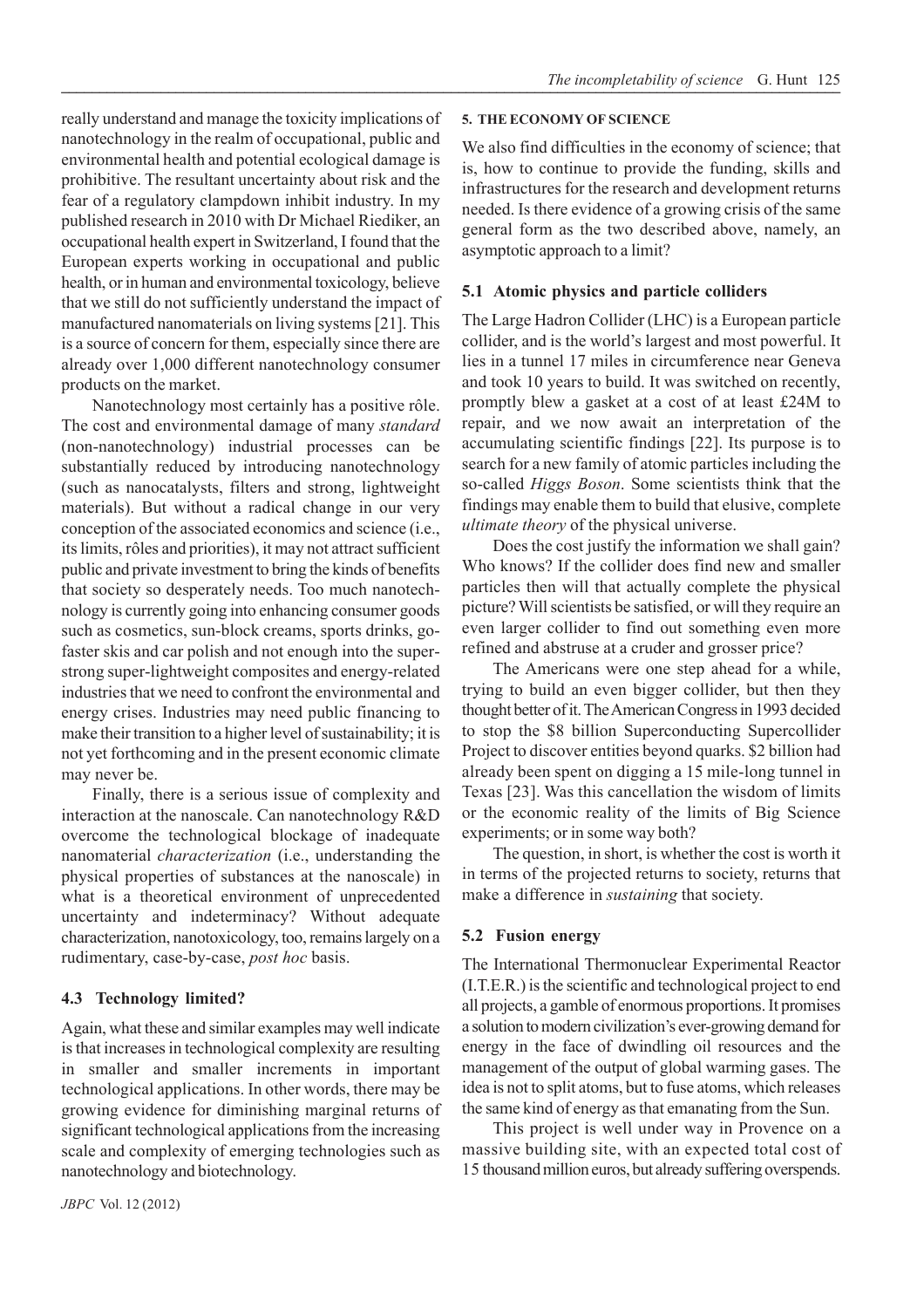really understand and manage the toxicity implications of nanotechnology in the realm of occupational, public and environmental health and potential ecological damage is prohibitive. The resultant uncertainty about risk and the fear of a regulatory clampdown inhibit industry. In my published research in 2010 with Dr Michael Riediker, an occupational health expert in Switzerland, I found that the European experts working in occupational and public health, or in human and environmental toxicology, believe that we still do not sufficiently understand the impact of manufactured nanomaterials on living systems [21]. This is a source of concern for them, especially since there are already over 1,000 different nanotechnology consumer products on the market.

Nanotechnology most certainly has a positive rôle. The cost and environmental damage of many *standard* (non-nanotechnology) industrial processes can be substantially reduced by introducing nanotechnology (such as nanocatalysts, filters and strong, lightweight materials). But without a radical change in our very conception of the associated economics and science (i.e., its limits, rôles and priorities), it may not attract sufficient public and private investment to bring the kinds of benefits that society so desperately needs. Too much nanotechnology is currently going into enhancing consumer goods such as cosmetics, sun-block creams, sports drinks, go-faster skis and car polish and not enough into the super-strong super-lightweight composites and energy-related industries that we need to confront the environmental and energy crises. Industries may need public financing to make their transition to a higher level of sustainability; it is not yet forthcoming and in the present economic climate may never be.

Finally, there is a serious issue of complexity and interaction at the nanoscale. Can nanotechnology R&D overcome the technological blockage of inadequate nanomaterial *characterization* (i.e., understanding the physical properties of substances at the nanoscale) in what is a theoretical environment of unprecedented uncertainty and indeterminacy? Without adequate characterization, nanotoxicology, too, remains largely on a rudimentary, case-by-case, *post hoc* basis.

### 4.3 Technology limited?

Again, what these and similar examples may well indicate is that increases in technological complexity are resulting in smaller and smaller increments in important technological applications. In other words, there may be growing evidence for diminishing marginal returns of significant technological applications from the increasing scale and complexity of emerging technologies such as nanotechnology and biotechnology.

## 5. THE ECONOMY OF SCIENCE

We also find difficulties in the economy of science; that is, how to continue to provide the funding, skills and infrastructures for the research and development returns needed. Is there evidence of a growing crisis of the same general form as the two described above, namely, an asymptotic approach to a limit?

### 5.1 Atomic physics and particle colliders

The Large Hadron Collider (LHC) is a European particle collider, and is the world's largest and most powerful. It lies in a tunnel 17 miles in circumference near Geneva and took 10 years to build. It was switched on recently, promptly blew a gasket at a cost of at least £24M to repair, and we now await an interpretation of the accumulating scientific findings [22]. Its purpose is to search for a new family of atomic particles including the so-called *Higgs Boson*. Some scientists think that the findings may enable them to build that elusive, complete *ultimate theory* of the physical universe.

Does the cost justify the information we shall gain? Who knows? If the collider does find new and smaller particles then will that actually complete the physical picture? Will scientists be satisfied, or will they require an even larger collider to find out something even more refined and abstruse at a cruder and grosser price?

The Americans were one step ahead for a while, trying to build an even bigger collider, but then they thought better of it. The American Congress in 1993 decided to stop the $8 billion Superconducting Supercollider Project to discover entities beyond quarks. $2 billion had already been spent on digging a 15 mile-long tunnel in Texas [23]. Was this cancellation the wisdom of limits or the economic reality of the limits of Big Science experiments; or in some way both?

The question, in short, is whether the cost is worth it in terms of the projected returns to society, returns that make a difference in *sustaining* that society.

### 5.2 Fusion energy

The International Thermonuclear Experimental Reactor (I.T.E.R.) is the scientific and technological project to end all projects, a gamble of enormous proportions. It promises a solution to modern civilization's ever-growing demand for energy in the face of dwindling oil resources and the management of the output of global warming gases. The idea is not to split atoms, but to fuse atoms, which releases the same kind of energy as that emanating from the Sun.

This project is well under way in Provence on a massive building site, with an expected total cost of 15 thousand million euros, but already suffering overspends.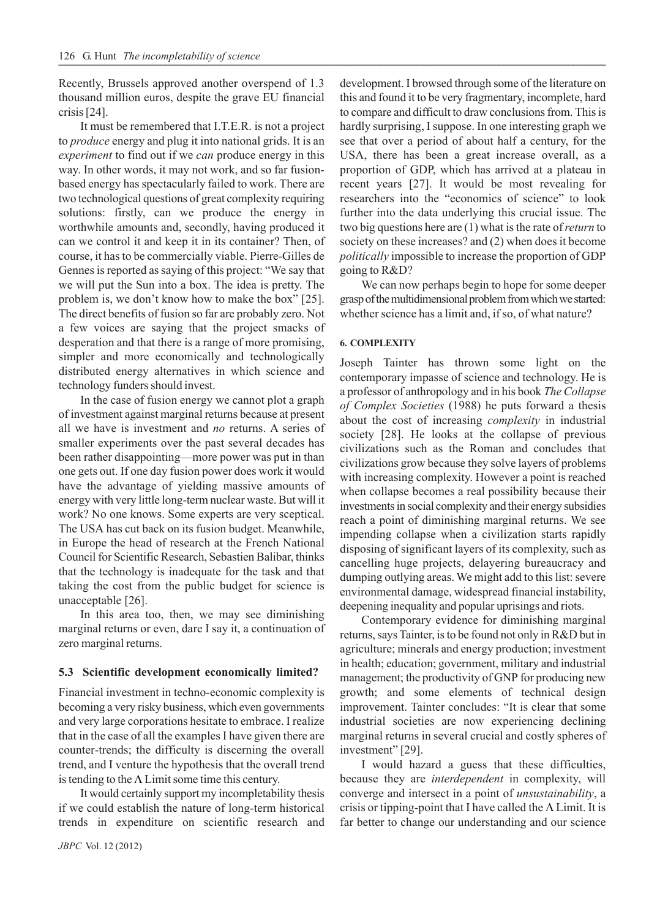Recently, Brussels approved another overspend of 1.3 thousand million euros, despite the grave EU financial crisis [24].

It must be remembered that I.T.E.R. is not a project to *produce* energy and plug it into national grids. It is an *experiment* to find out if we *can* produce energy in this way. In other words, it may not work, and so far fusion-based energy has spectacularly failed to work. There are two technological questions of great complexity requiring solutions: firstly, can we produce the energy in worthwhile amounts and, secondly, having produced it can we control it and keep it in its container? Then, of course, it has to be commercially viable. Pierre-Gilles de Gennes is reported as saying of this project: "We say that we will put the Sun into a box. The idea is pretty. The problem is, we don't know how to make the box" [25]. The direct benefits of fusion so far are probably zero. Not a few voices are saying that the project smacks of desperation and that there is a range of more promising, simpler and more economically and technologically distributed energy alternatives in which science and technology funders should invest.

In the case of fusion energy we cannot plot a graph of investment against marginal returns because at present all we have is investment and *no* returns. A series of smaller experiments over the past several decades has been rather disappointing—more power was put in than one gets out. If one day fusion power does work it would have the advantage of yielding massive amounts of energy with very little long-term nuclear waste. But will it work? No one knows. Some experts are very sceptical. The USA has cut back on its fusion budget. Meanwhile, in Europe the head of research at the French National Council for Scientific Research, Sebastien Balibar, thinks that the technology is inadequate for the task and that taking the cost from the public budget for science is unacceptable [26].

In this area too, then, we may see diminishing marginal returns or even, dare I say it, a continuation of zero marginal returns.

### 5.3 Scientific development economically limited?

Financial investment in techno-economic complexity is becoming a very risky business, which even governments and very large corporations hesitate to embrace. I realize that in the case of all the examples I have given there are counter-trends; the difficulty is discerning the overall trend, and I venture the hypothesis that the overall trend is tending to the Λ Limit some time this century.

It would certainly support my incompletability thesis if we could establish the nature of long-term historical trends in expenditure on scientific research and development. I browsed through some of the literature on this and found it to be very fragmentary, incomplete, hard to compare and difficult to draw conclusions from. This is hardly surprising, I suppose. In one interesting graph we see that over a period of about half a century, for the USA, there has been a great increase overall, as a proportion of GDP, which has arrived at a plateau in recent years [27]. It would be most revealing for researchers into the "economics of science" to look further into the data underlying this crucial issue. The two big questions here are (1) what is the rate of *return* to society on these increases? and (2) when does it become *politically* impossible to increase the proportion of GDP going to R&D?

We can now perhaps begin to hope for some deeper grasp of the multidimensional problem from which we started: whether science has a limit and, if so, of what nature?

## 6. COMPLEXITY

Joseph Tainter has thrown some light on the contemporary impasse of science and technology. He is a professor of anthropology and in his book *The Collapse of Complex Societies* (1988) he puts forward a thesis about the cost of increasing *complexity* in industrial society [28]. He looks at the collapse of previous civilizations such as the Roman and concludes that civilizations grow because they solve layers of problems with increasing complexity. However a point is reached when collapse becomes a real possibility because their investments in social complexity and their energy subsidies reach a point of diminishing marginal returns. We see impending collapse when a civilization starts rapidly disposing of significant layers of its complexity, such as cancelling huge projects, delayering bureaucracy and dumping outlying areas. We might add to this list: severe environmental damage, widespread financial instability, deepening inequality and popular uprisings and riots.

Contemporary evidence for diminishing marginal returns, says Tainter, is to be found not only in R&D but in agriculture; minerals and energy production; investment in health; education; government, military and industrial management; the productivity of GNP for producing new growth; and some elements of technical design improvement. Tainter concludes: "It is clear that some industrial societies are now experiencing declining marginal returns in several crucial and costly spheres of investment" [29].

I would hazard a guess that these difficulties, because they are *interdependent* in complexity, will converge and intersect in a point of *unsustainability*, a crisis or tipping-point that I have called the Λ Limit. It is far better to change our understanding and our science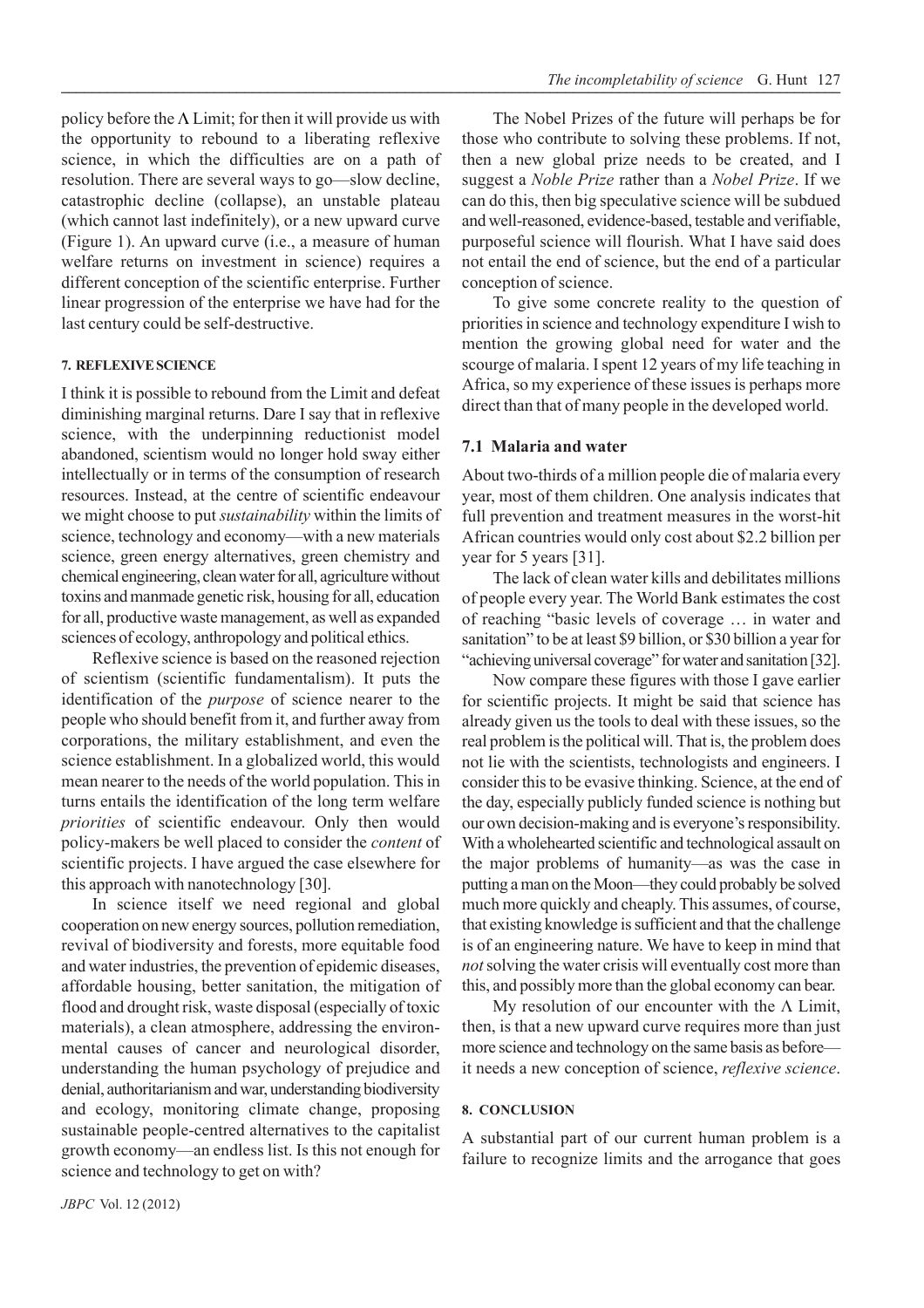policy before the Λ Limit; for then it will provide us with the opportunity to rebound to a liberating reflexive science, in which the difficulties are on a path of resolution. There are several ways to go—slow decline, catastrophic decline (collapse), an unstable plateau (which cannot last indefinitely), or a new upward curve (Figure 1). An upward curve (i.e., a measure of human welfare returns on investment in science) requires a different conception of the scientific enterprise. Further linear progression of the enterprise we have had for the last century could be self-destructive.

## 7. REFLEXIVE SCIENCE

I think it is possible to rebound from the Limit and defeat diminishing marginal returns. Dare I say that in reflexive science, with the underpinning reductionist model abandoned, scientism would no longer hold sway either intellectually or in terms of the consumption of research resources. Instead, at the centre of scientific endeavour we might choose to put *sustainability* within the limits of science, technology and economy—with a new materials science, green energy alternatives, green chemistry and chemical engineering, clean water for all, agriculture without toxins and manmade genetic risk, housing for all, education for all, productive waste management, as well as expanded sciences of ecology, anthropology and political ethics.

Reflexive science is based on the reasoned rejection of scientism (scientific fundamentalism). It puts the identification of the *purpose* of science nearer to the people who should benefit from it, and further away from corporations, the military establishment, and even the science establishment. In a globalized world, this would mean nearer to the needs of the world population. This in turns entails the identification of the long term welfare *priorities* of scientific endeavour. Only then would policy-makers be well placed to consider the *content* of scientific projects. I have argued the case elsewhere for this approach with nanotechnology [30].

In science itself we need regional and global cooperation on new energy sources, pollution remediation, revival of biodiversity and forests, more equitable food and water industries, the prevention of epidemic diseases, affordable housing, better sanitation, the mitigation of flood and drought risk, waste disposal (especially of toxic materials), a clean atmosphere, addressing the environmental causes of cancer and neurological disorder, understanding the human psychology of prejudice and denial, authoritarianism and war, understanding biodiversity and ecology, monitoring climate change, proposing sustainable people-centred alternatives to the capitalist growth economy—an endless list. Is this not enough for science and technology to get on with?

The Nobel Prizes of the future will perhaps be for those who contribute to solving these problems. If not, then a new global prize needs to be created, and I suggest a *Noble Prize* rather than a *Nobel Prize*. If we can do this, then big speculative science will be subdued and well-reasoned, evidence-based, testable and verifiable, purposeful science will flourish. What I have said does not entail the end of science, but the end of a particular conception of science.

To give some concrete reality to the question of priorities in science and technology expenditure I wish to mention the growing global need for water and the scourge of malaria. I spent 12 years of my life teaching in Africa, so my experience of these issues is perhaps more direct than that of many people in the developed world.

### 7.1 Malaria and water

About two-thirds of a million people die of malaria every year, most of them children. One analysis indicates that full prevention and treatment measures in the worst-hit African countries would only cost about \$2.2 billion per year for 5 years [31].

The lack of clean water kills and debilitates millions of people every year. The World Bank estimates the cost of reaching "basic levels of coverage … in water and sanitation" to be at least \$9 billion, or \$30 billion a year for "achieving universal coverage" for water and sanitation [32].

Now compare these figures with those I gave earlier for scientific projects. It might be said that science has already given us the tools to deal with these issues, so the real problem is the political will. That is, the problem does not lie with the scientists, technologists and engineers. I consider this to be evasive thinking. Science, at the end of the day, especially publicly funded science is nothing but our own decision-making and is everyone's responsibility. With a wholehearted scientific and technological assault on the major problems of humanity—as was the case in putting a man on the Moon—they could probably be solved much more quickly and cheaply. This assumes, of course, that existing knowledge is sufficient and that the challenge is of an engineering nature. We have to keep in mind that *not* solving the water crisis will eventually cost more than this, and possibly more than the global economy can bear.

My resolution of our encounter with the Λ Limit, then, is that a new upward curve requires more than just more science and technology on the same basis as before—it needs a new conception of science, *reflexive science*.

## 8. CONCLUSION

A substantial part of our current human problem is a failure to recognize limits and the arrogance that goes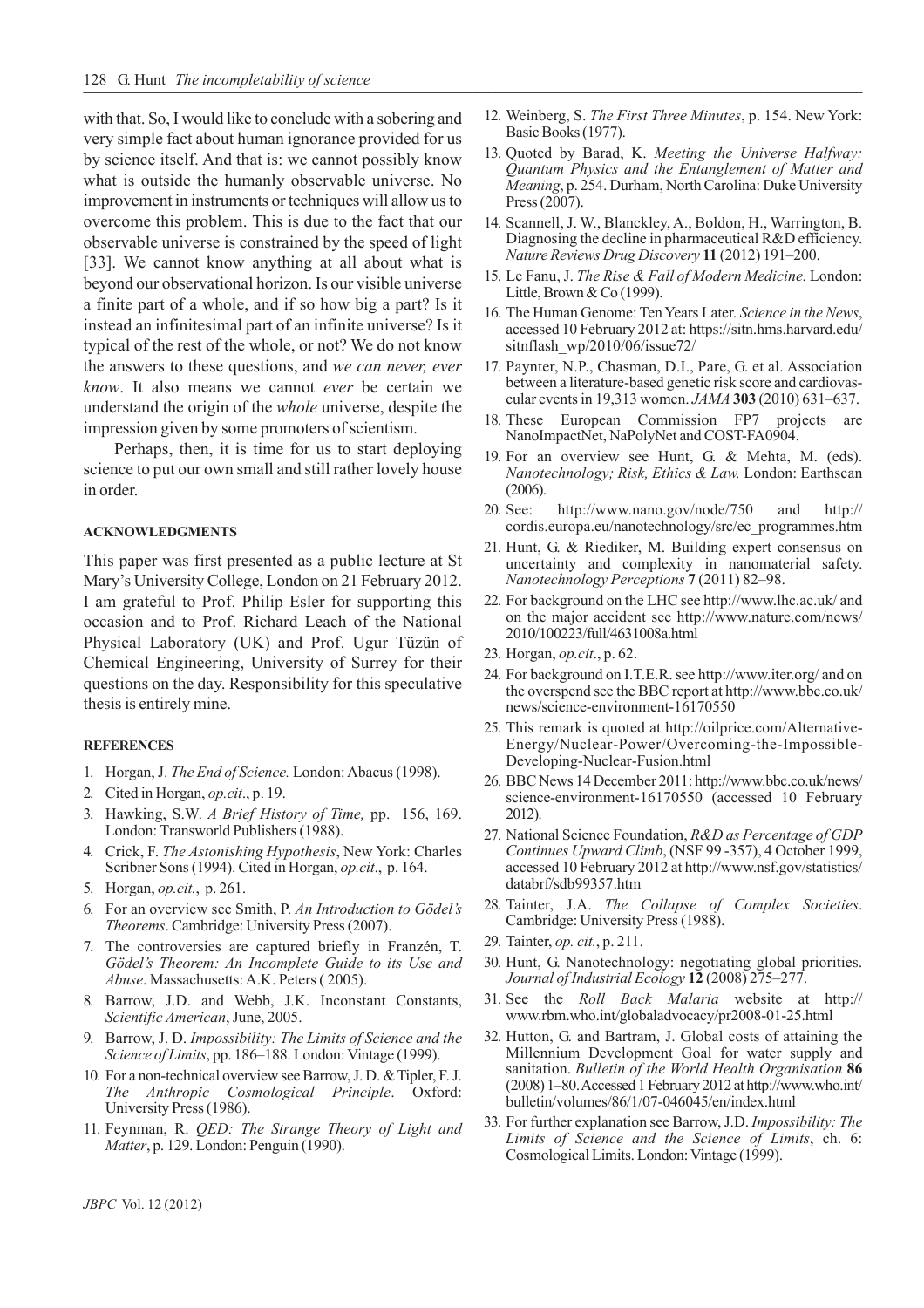with that. So, I would like to conclude with a sobering and very simple fact about human ignorance provided for us by science itself. And that is: we cannot possibly know what is outside the humanly observable universe. No improvement in instruments or techniques will allow us to overcome this problem. This is due to the fact that our observable universe is constrained by the speed of light [33]. We cannot know anything at all about what is beyond our observational horizon. Is our visible universe a finite part of a whole, and if so how big a part? Is it instead an infinitesimal part of an infinite universe? Is it typical of the rest of the whole, or not? We do not know the answers to these questions, and *we can never, ever know*. It also means we cannot *ever* be certain we understand the origin of the *whole* universe, despite the impression given by some promoters of scientism.

Perhaps, then, it is time for us to start deploying science to put our own small and still rather lovely house in order.

#### ACKNOWLEDGMENTS

This paper was first presented as a public lecture at St Mary's University College, London on 21 February 2012. I am grateful to Prof. Philip Esler for supporting this occasion and to Prof. Richard Leach of the National Physical Laboratory (UK) and Prof. Ugur Tüzün of Chemical Engineering, University of Surrey for their questions on the day. Responsibility for this speculative thesis is entirely mine.

#### REFERENCES

1. Horgan, J. *The End of Science.* London: Abacus (1998).
2. Cited in Horgan, *op.cit*., p. 19.
3. Hawking, S.W. *A Brief History of Time,* pp. 156, 169. London: Transworld Publishers (1988).
4. Crick, F. *The Astonishing Hypothesis*, New York: Charles Scribner Sons (1994). Cited in Horgan, *op.cit*., p. 164.
5. Horgan, *op.cit.*, p. 261.
6. For an overview see Smith, P. *An Introduction to Gödel's Theorems*. Cambridge: University Press (2007).
7. The controversies are captured briefly in Franzén, T. *Gödel's Theorem: An Incomplete Guide to its Use and Abuse*. Massachusetts: A.K. Peters ( 2005).
8. Barrow, J.D. and Webb, J.K. Inconstant Constants, *Scientific American*, June, 2005.
9. Barrow, J. D. *Impossibility: The Limits of Science and the Science of Limits*, pp. 186–188. London: Vintage (1999).
10. For a non-technical overview see Barrow, J. D. & Tipler, F. J. *The Anthropic Cosmological Principle*. Oxford: University Press (1986).
11. Feynman, R. *QED: The Strange Theory of Light and Matter*, p. 129. London: Penguin (1990).
12. Weinberg, S. *The First Three Minutes*, p. 154. New York: Basic Books (1977).
13. Quoted by Barad, K. *Meeting the Universe Halfway: Quantum Physics and the Entanglement of Matter and Meaning*, p. 254. Durham, North Carolina: Duke University Press (2007).
14. Scannell, J. W., Blanckley, A., Boldon, H., Warrington, B. Diagnosing the decline in pharmaceutical R&D efficiency. *Nature Reviews Drug Discovery* **11** (2012) 191–200.
15. Le Fanu, J. *The Rise & Fall of Modern Medicine.* London: Little, Brown & Co (1999).
16. The Human Genome: Ten Years Later. *Science in the News*, accessed 10 February 2012 at: https://sitn.hms.harvard.edu/sitnflash_wp/2010/06/issue72/
17. Paynter, N.P., Chasman, D.I., Pare, G. et al. Association between a literature-based genetic risk score and cardiovascular events in 19,313 women. *JAMA* **303** (2010) 631–637.
18. These European Commission FP7 projects are NanoImpactNet, NaPolyNet and COST-FA0904.
19. For an overview see Hunt, G. & Mehta, M. (eds). *Nanotechnology; Risk, Ethics & Law.* London: Earthscan (2006).
20. See: http://www.nano.gov/node/750 and http://cordis.europa.eu/nanotechnology/src/ec_programmes.htm
21. Hunt, G. & Riediker, M. Building expert consensus on uncertainty and complexity in nanomaterial safety. *Nanotechnology Perceptions* **7** (2011) 82–98.
22. For background on the LHC see http://www.lhc.ac.uk/ and on the major accident see http://www.nature.com/news/2010/100223/full/4631008a.html
23. Horgan, *op.cit*., p. 62.
24. For background on I.T.E.R. see http://www.iter.org/ and on the overspend see the BBC report at http://www.bbc.co.uk/news/science-environment-16170550
25. This remark is quoted at http://oilprice.com/Alternative-Energy/Nuclear-Power/Overcoming-the-Impossible-Developing-Nuclear-Fusion.html
26. BBC News 14 December 2011: http://www.bbc.co.uk/news/science-environment-16170550 (accessed 10 February 2012).
27. National Science Foundation, *R&D as Percentage of GDP Continues Upward Climb*, (NSF 99 -357), 4 October 1999, accessed 10 February 2012 at http://www.nsf.gov/statistics/databrf/sdb99357.htm
28. Tainter, J.A. *The Collapse of Complex Societies*. Cambridge: University Press (1988).
29. Tainter, *op. cit.*, p. 211.
30. Hunt, G. Nanotechnology: negotiating global priorities. *Journal of Industrial Ecology* **12** (2008) 275–277.
31. See the *Roll Back Malaria* website at http://www.rbm.who.int/globaladvocacy/pr2008-01-25.html
32. Hutton, G. and Bartram, J. Global costs of attaining the Millennium Development Goal for water supply and sanitation. *Bulletin of the World Health Organisation* **86** (2008) 1–80. Accessed 1 February 2012 at http://www.who.int/bulletin/volumes/86/1/07-046045/en/index.html
33. For further explanation see Barrow, J.D. *Impossibility: The Limits of Science and the Science of Limits*, ch. 6: Cosmological Limits. London: Vintage (1999).